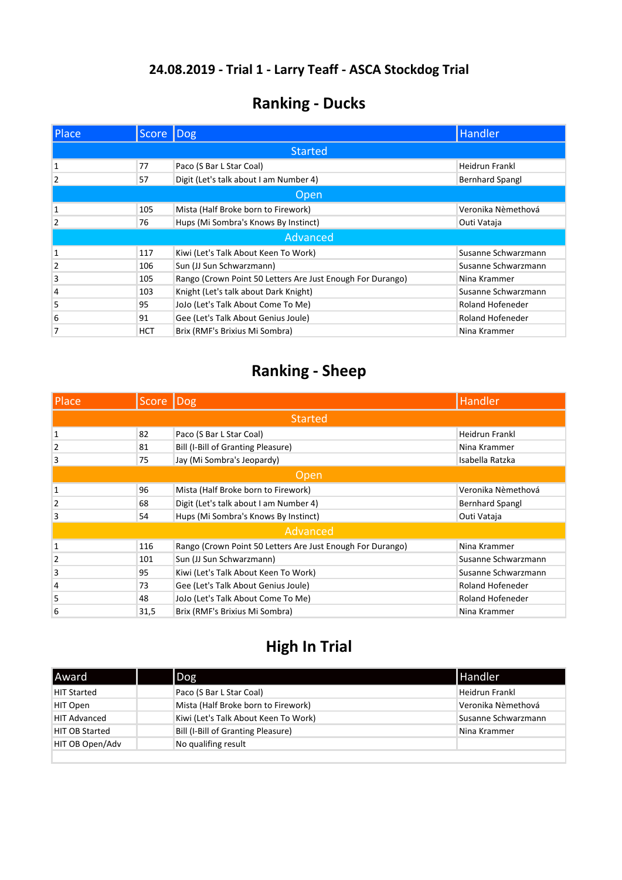## 24.08.2019 - Trial 1 - Larry Teaff - ASCA Stockdog Trial

# Ranking - Ducks

| Place | Score | Dog | Handler |
|---|---|---|---|
| **Started** | | | |
| 1 | 77 | Paco (S Bar L Star Coal) | Heidrun Frankl |
| 2 | 57 | Digit (Let's talk about I am Number 4) | Bernhard Spangl |
| **Open** | | | |
| 1 | 105 | Mista (Half Broke born to Firework) | Veronika Nèmethová |
| 2 | 76 | Hups (Mi Sombra's Knows By Instinct) | Outi Vataja |
| **Advanced** | | | |
| 1 | 117 | Kiwi (Let's Talk About Keen To Work) | Susanne Schwarzmann |
| 2 | 106 | Sun (JJ Sun Schwarzmann) | Susanne Schwarzmann |
| 3 | 105 | Rango (Crown Point 50 Letters Are Just Enough For Durango) | Nina Krammer |
| 4 | 103 | Knight (Let's talk about Dark Knight) | Susanne Schwarzmann |
| 5 | 95 | JoJo (Let's Talk About Come To Me) | Roland Hofeneder |
| 6 | 91 | Gee (Let's Talk About Genius Joule) | Roland Hofeneder |
| 7 | HCT | Brix (RMF's Brixius Mi Sombra) | Nina Krammer |

# Ranking - Sheep

| Place | Score | Dog | Handler |
|---|---|---|---|
| **Started** | | | |
| 1 | 82 | Paco (S Bar L Star Coal) | Heidrun Frankl |
| 2 | 81 | Bill (I-Bill of Granting Pleasure) | Nina Krammer |
| 3 | 75 | Jay (Mi Sombra's Jeopardy) | Isabella Ratzka |
| **Open** | | | |
| 1 | 96 | Mista (Half Broke born to Firework) | Veronika Nèmethová |
| 2 | 68 | Digit (Let's talk about I am Number 4) | Bernhard Spangl |
| 3 | 54 | Hups (Mi Sombra's Knows By Instinct) | Outi Vataja |
| **Advanced** | | | |
| 1 | 116 | Rango (Crown Point 50 Letters Are Just Enough For Durango) | Nina Krammer |
| 2 | 101 | Sun (JJ Sun Schwarzmann) | Susanne Schwarzmann |
| 3 | 95 | Kiwi (Let's Talk About Keen To Work) | Susanne Schwarzmann |
| 4 | 73 | Gee (Let's Talk About Genius Joule) | Roland Hofeneder |
| 5 | 48 | JoJo (Let's Talk About Come To Me) | Roland Hofeneder |
| 6 | 31,5 | Brix (RMF's Brixius Mi Sombra) | Nina Krammer |

# High In Trial

| Award | | Dog | Handler |
|---|---|---|---|
| HIT Started | | Paco (S Bar L Star Coal) | Heidrun Frankl |
| HIT Open | | Mista (Half Broke born to Firework) | Veronika Nèmethová |
| HIT Advanced | | Kiwi (Let's Talk About Keen To Work) | Susanne Schwarzmann |
| HIT OB Started | | Bill (I-Bill of Granting Pleasure) | Nina Krammer |
| HIT OB Open/Adv | | No qualifing result | |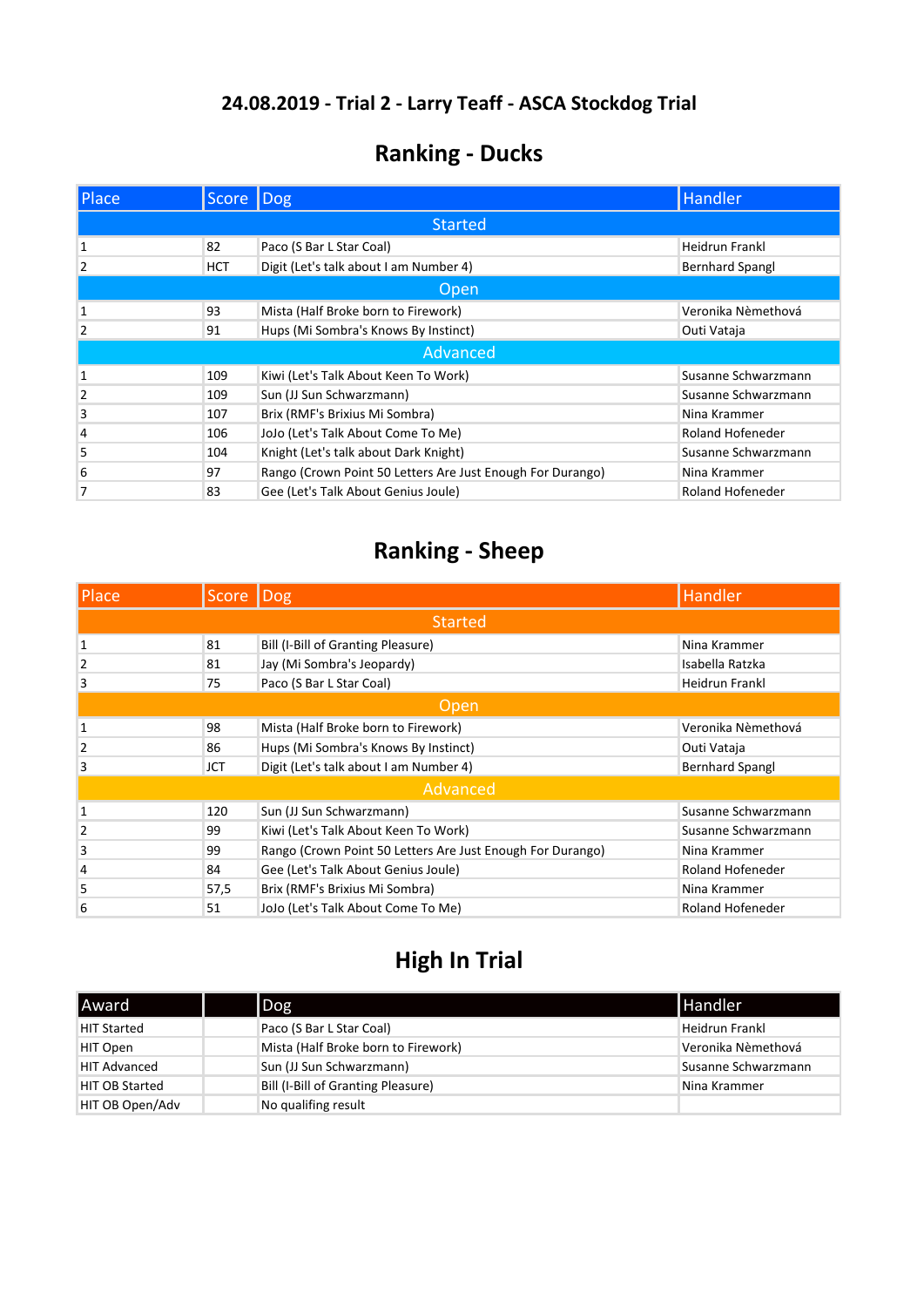## 24.08.2019 - Trial 2 - Larry Teaff - ASCA Stockdog Trial

# Ranking - Ducks

| Place | Score | Dog | Handler |
|---|---|---|---|
| Started | | | |
| 1 | 82 | Paco (S Bar L Star Coal) | Heidrun Frankl |
| 2 | HCT | Digit (Let's talk about I am Number 4) | Bernhard Spangl |
| Open | | | |
| 1 | 93 | Mista (Half Broke born to Firework) | Veronika Nèmethová |
| 2 | 91 | Hups (Mi Sombra's Knows By Instinct) | Outi Vataja |
| Advanced | | | |
| 1 | 109 | Kiwi (Let's Talk About Keen To Work) | Susanne Schwarzmann |
| 2 | 109 | Sun (JJ Sun Schwarzmann) | Susanne Schwarzmann |
| 3 | 107 | Brix (RMF's Brixius Mi Sombra) | Nina Krammer |
| 4 | 106 | JoJo (Let's Talk About Come To Me) | Roland Hofeneder |
| 5 | 104 | Knight (Let's talk about Dark Knight) | Susanne Schwarzmann |
| 6 | 97 | Rango (Crown Point 50 Letters Are Just Enough For Durango) | Nina Krammer |
| 7 | 83 | Gee (Let's Talk About Genius Joule) | Roland Hofeneder |

# Ranking - Sheep

| Place | Score | Dog | Handler |
|---|---|---|---|
| Started | | | |
| 1 | 81 | Bill (I-Bill of Granting Pleasure) | Nina Krammer |
| 2 | 81 | Jay (Mi Sombra's Jeopardy) | Isabella Ratzka |
| 3 | 75 | Paco (S Bar L Star Coal) | Heidrun Frankl |
| Open | | | |
| 1 | 98 | Mista (Half Broke born to Firework) | Veronika Nèmethová |
| 2 | 86 | Hups (Mi Sombra's Knows By Instinct) | Outi Vataja |
| 3 | JCT | Digit (Let's talk about I am Number 4) | Bernhard Spangl |
| Advanced | | | |
| 1 | 120 | Sun (JJ Sun Schwarzmann) | Susanne Schwarzmann |
| 2 | 99 | Kiwi (Let's Talk About Keen To Work) | Susanne Schwarzmann |
| 3 | 99 | Rango (Crown Point 50 Letters Are Just Enough For Durango) | Nina Krammer |
| 4 | 84 | Gee (Let's Talk About Genius Joule) | Roland Hofeneder |
| 5 | 57,5 | Brix (RMF's Brixius Mi Sombra) | Nina Krammer |
| 6 | 51 | JoJo (Let's Talk About Come To Me) | Roland Hofeneder |

# High In Trial

| Award | | Dog | Handler |
|---|---|---|---|
| HIT Started | | Paco (S Bar L Star Coal) | Heidrun Frankl |
| HIT Open | | Mista (Half Broke born to Firework) | Veronika Nèmethová |
| HIT Advanced | | Sun (JJ Sun Schwarzmann) | Susanne Schwarzmann |
| HIT OB Started | | Bill (I-Bill of Granting Pleasure) | Nina Krammer |
| HIT OB Open/Adv | | No qualifing result | |